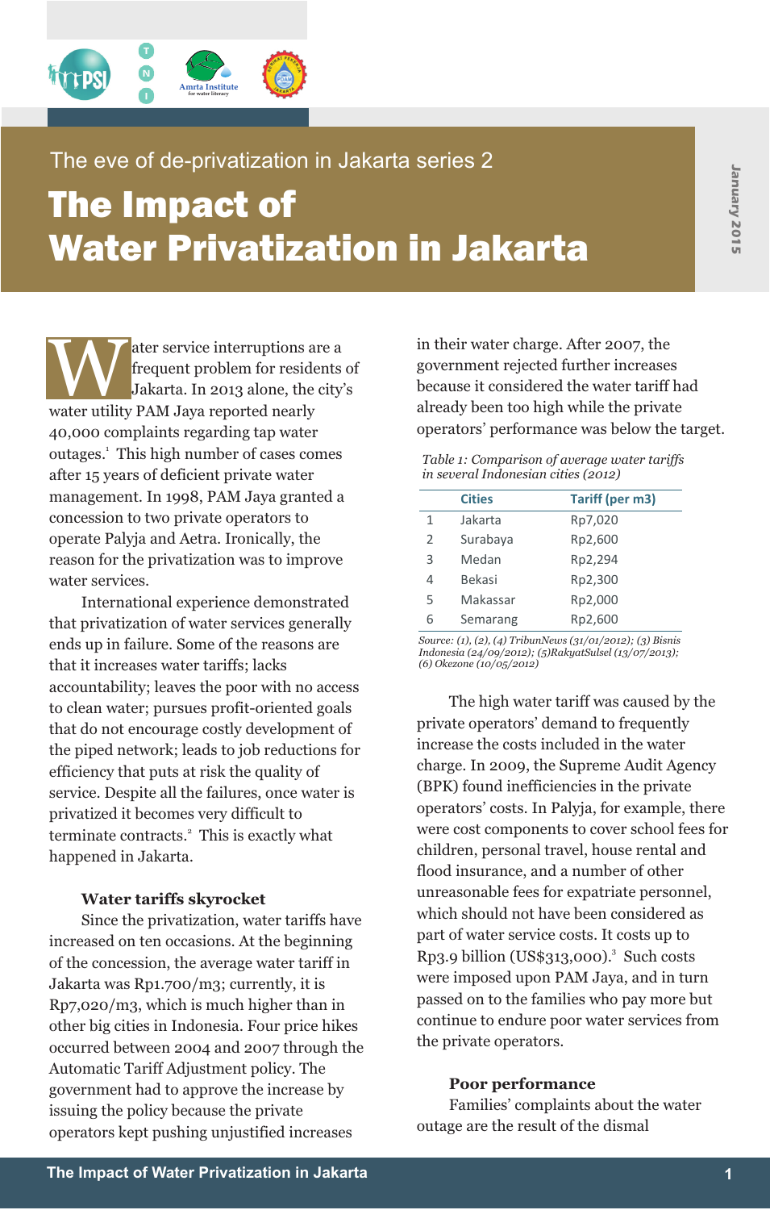The eve of de-privatization in Jakarta series 2

# The Impact of Water Privatization in Jakarta

January 2015

Water service interruptions are a frequent problem for residents of Jakarta. In 2013 alone, the city's water utility PAM Jaya reported nearly 40,000 complaints regarding tap water outages.[1] This high number of cases comes after 15 years of deficient private water management. In 1998, PAM Jaya granted a concession to two private operators to operate Palyja and Aetra. Ironically, the reason for the privatization was to improve water services.

International experience demonstrated that privatization of water services generally ends up in failure. Some of the reasons are that it increases water tariffs; lacks accountability; leaves the poor with no access to clean water; pursues profit-oriented goals that do not encourage costly development of the piped network; leads to job reductions for efficiency that puts at risk the quality of service. Despite all the failures, once water is privatized it becomes very difficult to terminate contracts.[2] This is exactly what happened in Jakarta.

### Water tariffs skyrocket

Since the privatization, water tariffs have increased on ten occasions. At the beginning of the concession, the average water tariff in Jakarta was Rp1.700/m3; currently, it is Rp7,020/m3, which is much higher than in other big cities in Indonesia. Four price hikes occurred between 2004 and 2007 through the Automatic Tariff Adjustment policy. The government had to approve the increase by issuing the policy because the private operators kept pushing unjustified increases in their water charge. After 2007, the government rejected further increases because it considered the water tariff had already been too high while the private operators' performance was below the target.

*Table 1: Comparison of average water tariffs in several Indonesian cities (2012)*

| | Cities | Tariff (per m3) |
|---|---|---|
| 1 | Jakarta | Rp7,020 |
| 2 | Surabaya | Rp2,600 |
| 3 | Medan | Rp2,294 |
| 4 | Bekasi | Rp2,300 |
| 5 | Makassar | Rp2,000 |
| 6 | Semarang | Rp2,600 |

*Source: (1), (2), (4) TribunNews (31/01/2012); (3) Bisnis Indonesia (24/09/2012); (5)RakyatSulsel (13/07/2013); (6) Okezone (10/05/2012)*

The high water tariff was caused by the private operators' demand to frequently increase the costs included in the water charge. In 2009, the Supreme Audit Agency (BPK) found inefficiencies in the private operators' costs. In Palyja, for example, there were cost components to cover school fees for children, personal travel, house rental and flood insurance, and a number of other unreasonable fees for expatriate personnel, which should not have been considered as part of water service costs. It costs up to Rp3.9 billion (US$313,000).[3] Such costs were imposed upon PAM Jaya, and in turn passed on to the families who pay more but continue to endure poor water services from the private operators.

### Poor performance

Families' complaints about the water outage are the result of the dismal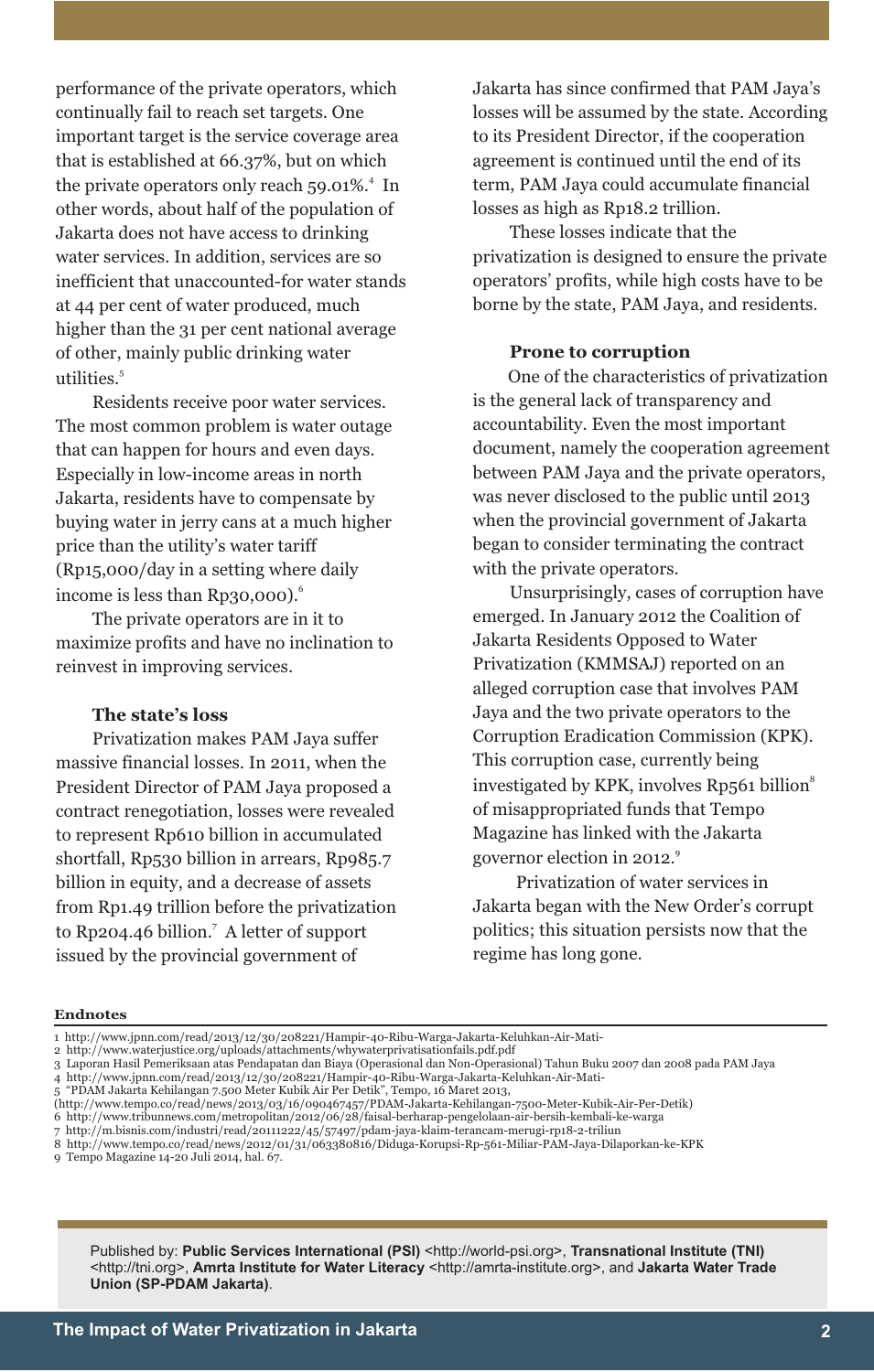performance of the private operators, which continually fail to reach set targets. One important target is the service coverage area that is established at 66.37%, but on which the private operators only reach 59.01%.[4] In other words, about half of the population of Jakarta does not have access to drinking water services. In addition, services are so inefficient that unaccounted-for water stands at 44 per cent of water produced, much higher than the 31 per cent national average of other, mainly public drinking water utilities.[5]

Residents receive poor water services. The most common problem is water outage that can happen for hours and even days. Especially in low-income areas in north Jakarta, residents have to compensate by buying water in jerry cans at a much higher price than the utility's water tariff (Rp15,000/day in a setting where daily income is less than Rp30,000).[6]

The private operators are in it to maximize profits and have no inclination to reinvest in improving services.

### The state's loss

Privatization makes PAM Jaya suffer massive financial losses. In 2011, when the President Director of PAM Jaya proposed a contract renegotiation, losses were revealed to represent Rp610 billion in accumulated shortfall, Rp530 billion in arrears, Rp985.7 billion in equity, and a decrease of assets from Rp1.49 trillion before the privatization to Rp204.46 billion.[7] A letter of support issued by the provincial government of Jakarta has since confirmed that PAM Jaya's losses will be assumed by the state. According to its President Director, if the cooperation agreement is continued until the end of its term, PAM Jaya could accumulate financial losses as high as Rp18.2 trillion.

These losses indicate that the privatization is designed to ensure the private operators' profits, while high costs have to be borne by the state, PAM Jaya, and residents.

### Prone to corruption

One of the characteristics of privatization is the general lack of transparency and accountability. Even the most important document, namely the cooperation agreement between PAM Jaya and the private operators, was never disclosed to the public until 2013 when the provincial government of Jakarta began to consider terminating the contract with the private operators.

Unsurprisingly, cases of corruption have emerged. In January 2012 the Coalition of Jakarta Residents Opposed to Water Privatization (KMMSAJ) reported on an alleged corruption case that involves PAM Jaya and the two private operators to the Corruption Eradication Commission (KPK). This corruption case, currently being investigated by KPK, involves Rp561 billion[8] of misappropriated funds that Tempo Magazine has linked with the Jakarta governor election in 2012.[9]

Privatization of water services in Jakarta began with the New Order's corrupt politics; this situation persists now that the regime has long gone.

**Endnotes**

1 http://www.jpnn.com/read/2013/12/30/208221/Hampir-40-Ribu-Warga-Jakarta-Keluhkan-Air-Mati-
2 http://www.waterjustice.org/uploads/attachments/whywaterprivatisationfails.pdf.pdf
3 Laporan Hasil Pemeriksaan atas Pendapatan dan Biaya (Operasional dan Non-Operasional) Tahun Buku 2007 dan 2008 pada PAM Jaya
4 http://www.jpnn.com/read/2013/12/30/208221/Hampir-40-Ribu-Warga-Jakarta-Keluhkan-Air-Mati-
5 "PDAM Jakarta Kehilangan 7.500 Meter Kubik Air Per Detik", Tempo, 16 Maret 2013,
(http://www.tempo.co/read/news/2013/03/16/090467457/PDAM-Jakarta-Kehilangan-7500-Meter-Kubik-Air-Per-Detik)
6 http://www.tribunnews.com/metropolitan/2012/06/28/faisal-berharap-pengelolaan-air-bersih-kembali-ke-warga
7 http://m.bisnis.com/industri/read/20111222/45/57497/pdam-jaya-klaim-terancam-merugi-rp18-2-triliun
8 http://www.tempo.co/read/news/2012/01/31/063380816/Diduga-Korupsi-Rp-561-Miliar-PAM-Jaya-Dilaporkan-ke-KPK
9 Tempo Magazine 14-20 Juli 2014, hal. 67.

Published by: **Public Services International (PSI)** <http://world-psi.org>, **Transnational Institute (TNI)** <http://tni.org>, **Amrta Institute for Water Literacy** <http://amrta-institute.org>, and **Jakarta Water Trade Union (SP-PDAM Jakarta)**.